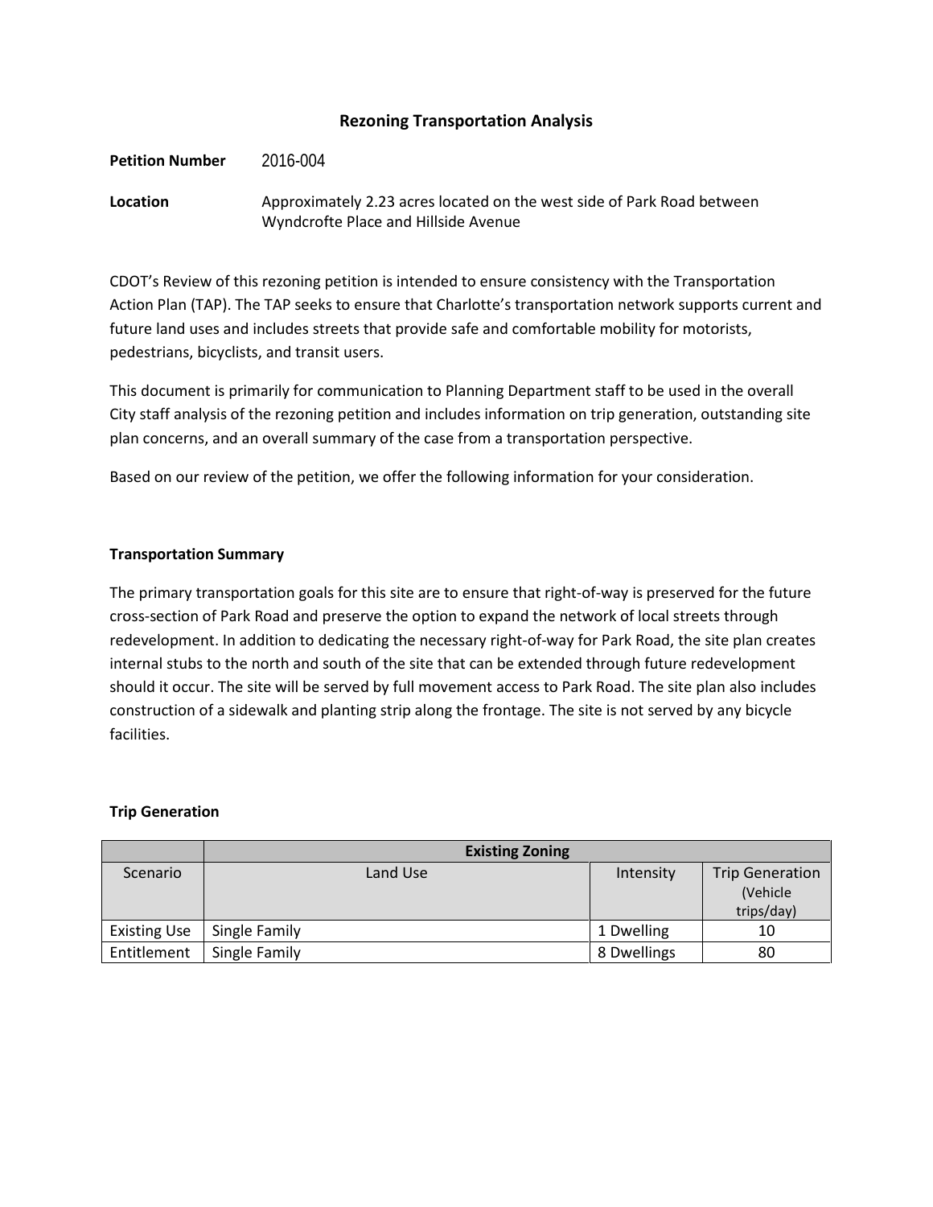# Rezoning Transportation Analysis

**Petition Number** 2016-004

**Location** Approximately 2.23 acres located on the west side of Park Road between Wyndcrofte Place and Hillside Avenue

CDOT's Review of this rezoning petition is intended to ensure consistency with the Transportation Action Plan (TAP). The TAP seeks to ensure that Charlotte's transportation network supports current and future land uses and includes streets that provide safe and comfortable mobility for motorists, pedestrians, bicyclists, and transit users.

This document is primarily for communication to Planning Department staff to be used in the overall City staff analysis of the rezoning petition and includes information on trip generation, outstanding site plan concerns, and an overall summary of the case from a transportation perspective.

Based on our review of the petition, we offer the following information for your consideration.

## Transportation Summary

The primary transportation goals for this site are to ensure that right-of-way is preserved for the future cross-section of Park Road and preserve the option to expand the network of local streets through redevelopment. In addition to dedicating the necessary right-of-way for Park Road, the site plan creates internal stubs to the north and south of the site that can be extended through future redevelopment should it occur. The site will be served by full movement access to Park Road. The site plan also includes construction of a sidewalk and planting strip along the frontage. The site is not served by any bicycle facilities.

## Trip Generation

| | Existing Zoning | | |
|---|---|---|---|
| Scenario | Land Use | Intensity | Trip Generation (Vehicle trips/day) |
| Existing Use | Single Family | 1 Dwelling | 10 |
| Entitlement | Single Family | 8 Dwellings | 80 |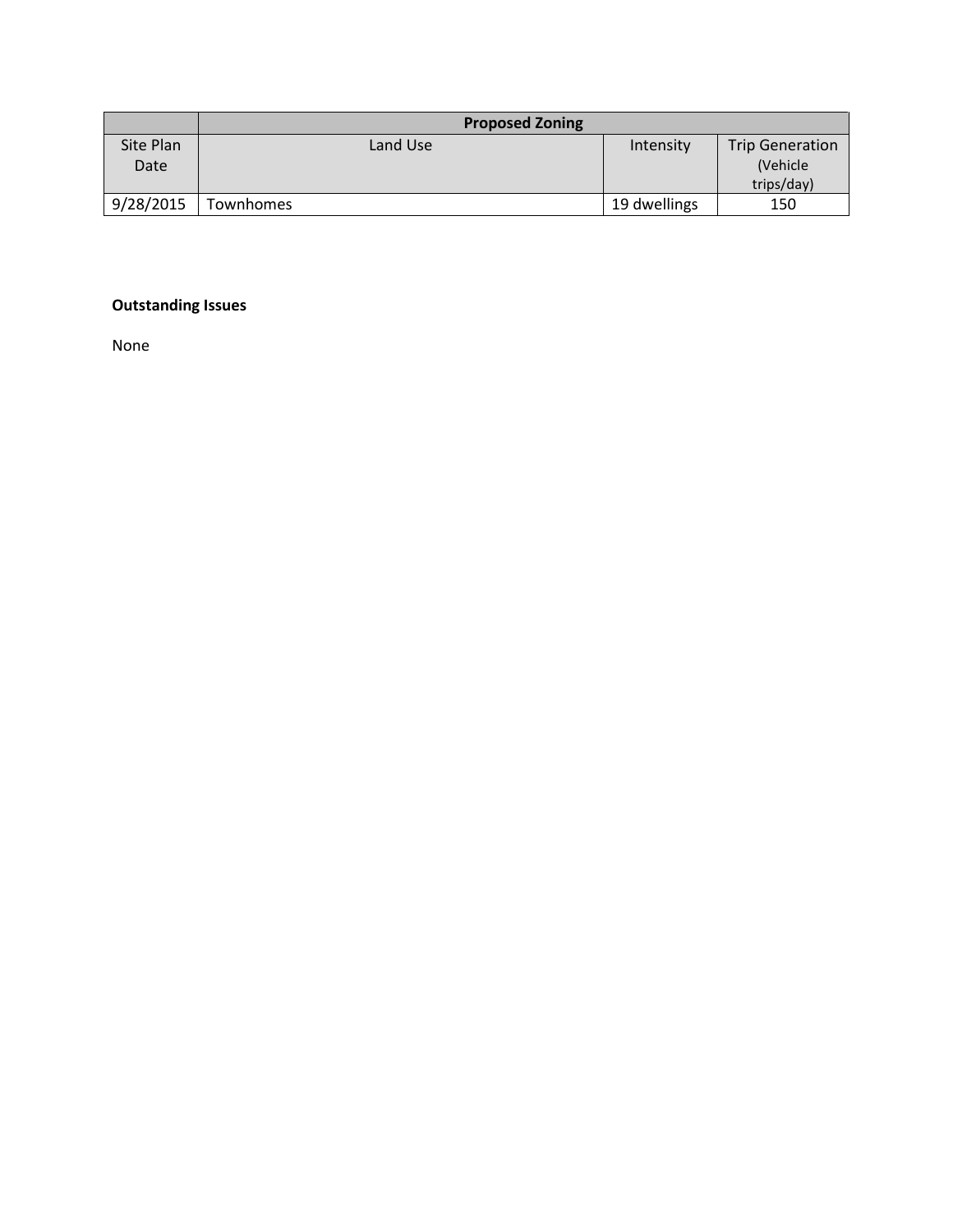| | Proposed Zoning | | |
| --- | --- | --- | --- |
| Site Plan Date | Land Use | Intensity | Trip Generation (Vehicle trips/day) |
| 9/28/2015 | Townhomes | 19 dwellings | 150 |

**Outstanding Issues**

None